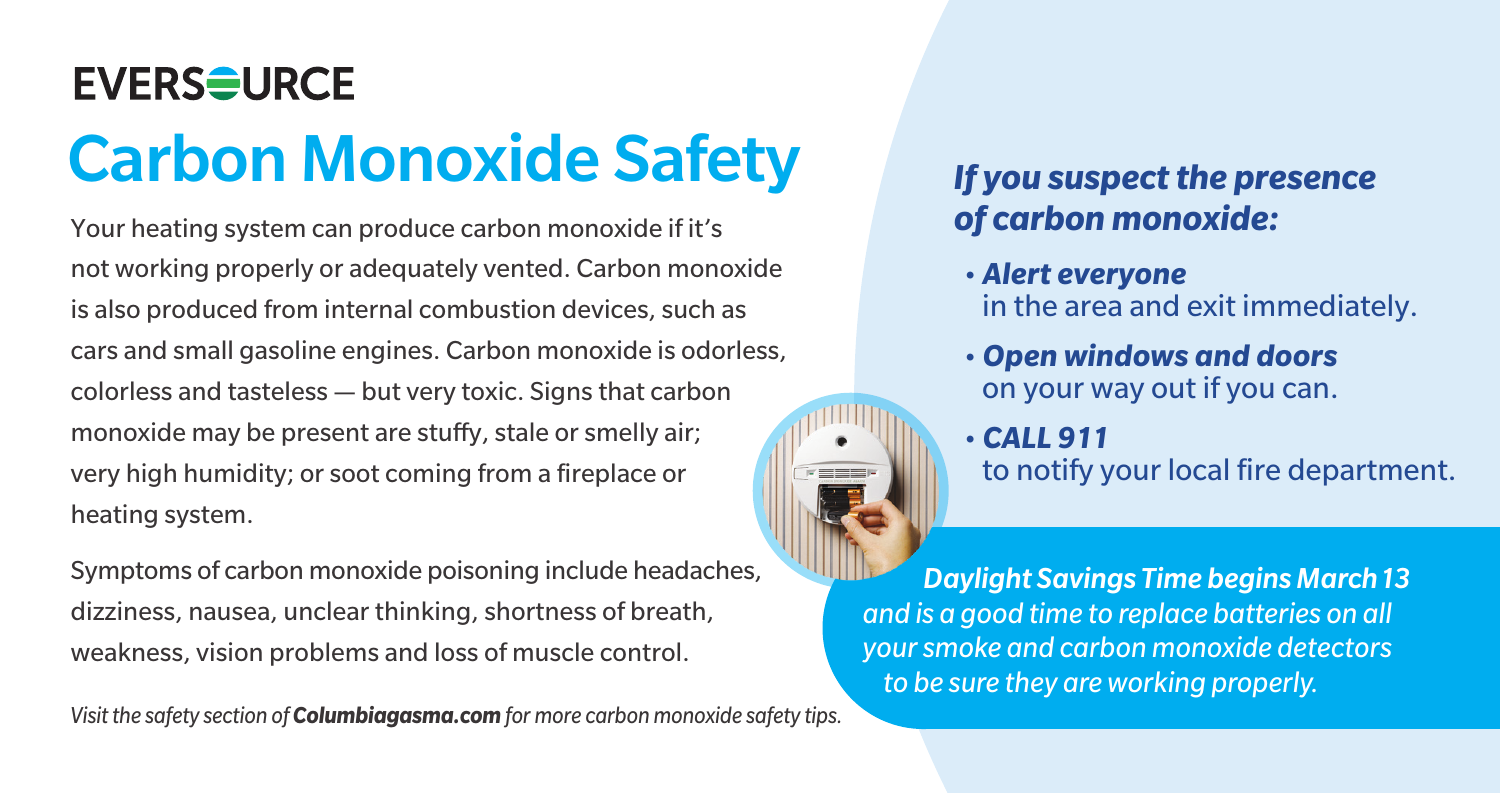**EVERSOURCE**

# Carbon Monoxide Safety

Your heating system can produce carbon monoxide if it's not working properly or adequately vented. Carbon monoxide is also produced from internal combustion devices, such as cars and small gasoline engines. Carbon monoxide is odorless, colorless and tasteless — but very toxic. Signs that carbon monoxide may be present are stuffy, stale or smelly air; very high humidity; or soot coming from a fireplace or heating system.

Symptoms of carbon monoxide poisoning include headaches, dizziness, nausea, unclear thinking, shortness of breath, weakness, vision problems and loss of muscle control.

*Visit the safety section of **Columbiagasma.com** for more carbon monoxide safety tips.*

## *If you suspect the presence of carbon monoxide:*

- ***Alert everyone*** in the area and exit immediately.
- ***Open windows and doors*** on your way out if you can.
- ***CALL 911*** to notify your local fire department.

***Daylight Savings Time begins March 13*** *and is a good time to replace batteries on all your smoke and carbon monoxide detectors to be sure they are working properly.*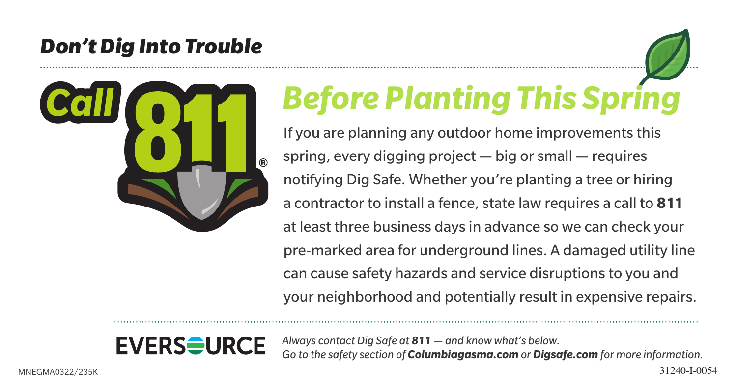## *Don't Dig Into Trouble*

*Call* 811®

# *Before Planting This Spring*

If you are planning any outdoor home improvements this spring, every digging project — big or small — requires notifying Dig Safe. Whether you're planting a tree or hiring a contractor to install a fence, state law requires a call to **811** at least three business days in advance so we can check your pre-marked area for underground lines. A damaged utility line can cause safety hazards and service disruptions to you and your neighborhood and potentially result in expensive repairs.

EVERSOURCE

*Always contact Dig Safe at **811** — and know what's below.*
*Go to the safety section of **Columbiagasma.com** or **Digsafe.com** for more information.*

MNEGMA0322/235K

31240-I-0054